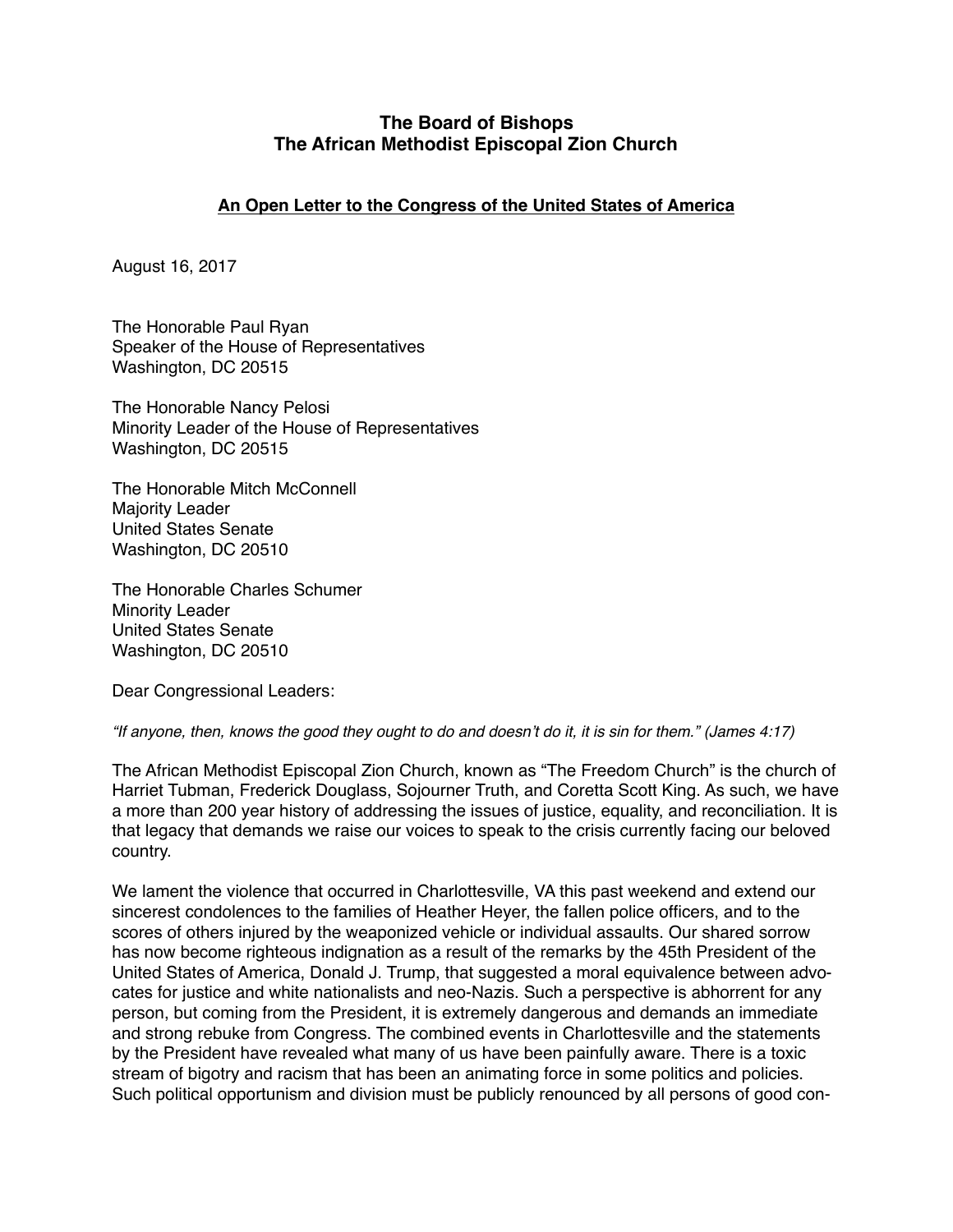**The Board of Bishops**
**The African Methodist Episcopal Zion Church**

**<u>An Open Letter to the Congress of the United States of America</u>**

August 16, 2017

The Honorable Paul Ryan
Speaker of the House of Representatives
Washington, DC 20515

The Honorable Nancy Pelosi
Minority Leader of the House of Representatives
Washington, DC 20515

The Honorable Mitch McConnell
Majority Leader
United States Senate
Washington, DC 20510

The Honorable Charles Schumer
Minority Leader
United States Senate
Washington, DC 20510

Dear Congressional Leaders:

*"If anyone, then, knows the good they ought to do and doesn't do it, it is sin for them." (James 4:17)*

The African Methodist Episcopal Zion Church, known as "The Freedom Church" is the church of Harriet Tubman, Frederick Douglass, Sojourner Truth, and Coretta Scott King. As such, we have a more than 200 year history of addressing the issues of justice, equality, and reconciliation. It is that legacy that demands we raise our voices to speak to the crisis currently facing our beloved country.

We lament the violence that occurred in Charlottesville, VA this past weekend and extend our sincerest condolences to the families of Heather Heyer, the fallen police officers, and to the scores of others injured by the weaponized vehicle or individual assaults. Our shared sorrow has now become righteous indignation as a result of the remarks by the 45th President of the United States of America, Donald J. Trump, that suggested a moral equivalence between advocates for justice and white nationalists and neo-Nazis. Such a perspective is abhorrent for any person, but coming from the President, it is extremely dangerous and demands an immediate and strong rebuke from Congress. The combined events in Charlottesville and the statements by the President have revealed what many of us have been painfully aware. There is a toxic stream of bigotry and racism that has been an animating force in some politics and policies. Such political opportunism and division must be publicly renounced by all persons of good con-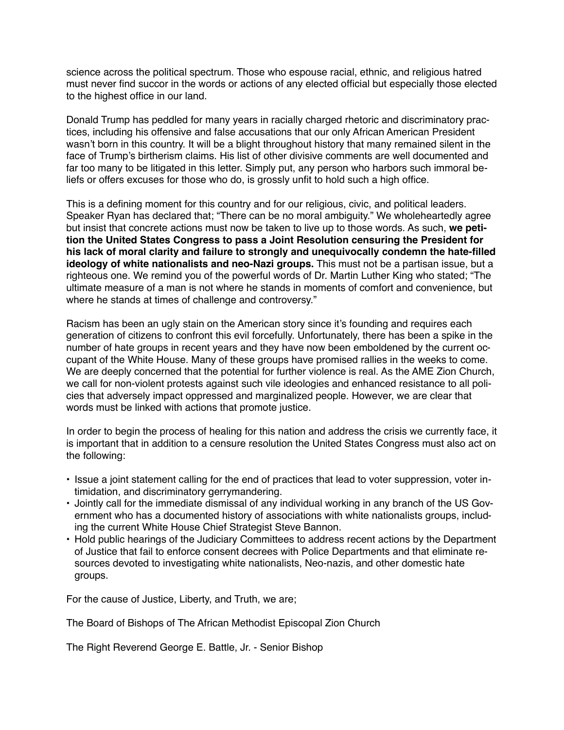science across the political spectrum. Those who espouse racial, ethnic, and religious hatred must never find succor in the words or actions of any elected official but especially those elected to the highest office in our land.

Donald Trump has peddled for many years in racially charged rhetoric and discriminatory practices, including his offensive and false accusations that our only African American President wasn't born in this country. It will be a blight throughout history that many remained silent in the face of Trump's birtherism claims. His list of other divisive comments are well documented and far too many to be litigated in this letter. Simply put, any person who harbors such immoral beliefs or offers excuses for those who do, is grossly unfit to hold such a high office.

This is a defining moment for this country and for our religious, civic, and political leaders. Speaker Ryan has declared that; "There can be no moral ambiguity." We wholeheartedly agree but insist that concrete actions must now be taken to live up to those words. As such, **we petition the United States Congress to pass a Joint Resolution censuring the President for his lack of moral clarity and failure to strongly and unequivocally condemn the hate-filled ideology of white nationalists and neo-Nazi groups.** This must not be a partisan issue, but a righteous one. We remind you of the powerful words of Dr. Martin Luther King who stated; "The ultimate measure of a man is not where he stands in moments of comfort and convenience, but where he stands at times of challenge and controversy."

Racism has been an ugly stain on the American story since it's founding and requires each generation of citizens to confront this evil forcefully. Unfortunately, there has been a spike in the number of hate groups in recent years and they have now been emboldened by the current occupant of the White House. Many of these groups have promised rallies in the weeks to come. We are deeply concerned that the potential for further violence is real. As the AME Zion Church, we call for non-violent protests against such vile ideologies and enhanced resistance to all policies that adversely impact oppressed and marginalized people. However, we are clear that words must be linked with actions that promote justice.

In order to begin the process of healing for this nation and address the crisis we currently face, it is important that in addition to a censure resolution the United States Congress must also act on the following:

- Issue a joint statement calling for the end of practices that lead to voter suppression, voter intimidation, and discriminatory gerrymandering.
- Jointly call for the immediate dismissal of any individual working in any branch of the US Government who has a documented history of associations with white nationalists groups, including the current White House Chief Strategist Steve Bannon.
- Hold public hearings of the Judiciary Committees to address recent actions by the Department of Justice that fail to enforce consent decrees with Police Departments and that eliminate resources devoted to investigating white nationalists, Neo-nazis, and other domestic hate groups.

For the cause of Justice, Liberty, and Truth, we are;

The Board of Bishops of The African Methodist Episcopal Zion Church

The Right Reverend George E. Battle, Jr. - Senior Bishop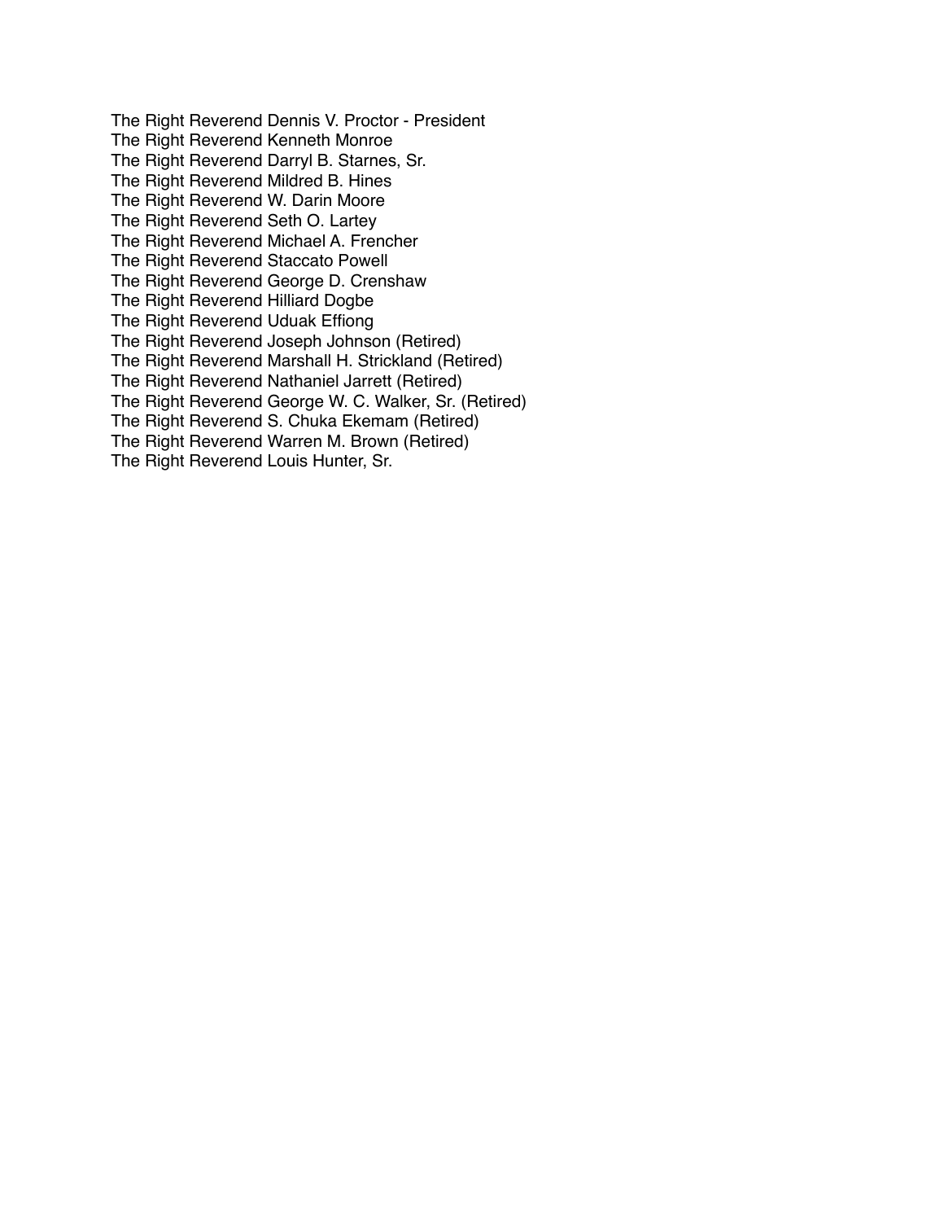The Right Reverend Dennis V. Proctor - President
The Right Reverend Kenneth Monroe
The Right Reverend Darryl B. Starnes, Sr.
The Right Reverend Mildred B. Hines
The Right Reverend W. Darin Moore
The Right Reverend Seth O. Lartey
The Right Reverend Michael A. Frencher
The Right Reverend Staccato Powell
The Right Reverend George D. Crenshaw
The Right Reverend Hilliard Dogbe
The Right Reverend Uduak Effiong
The Right Reverend Joseph Johnson (Retired)
The Right Reverend Marshall H. Strickland (Retired)
The Right Reverend Nathaniel Jarrett (Retired)
The Right Reverend George W. C. Walker, Sr. (Retired)
The Right Reverend S. Chuka Ekemam (Retired)
The Right Reverend Warren M. Brown (Retired)
The Right Reverend Louis Hunter, Sr.